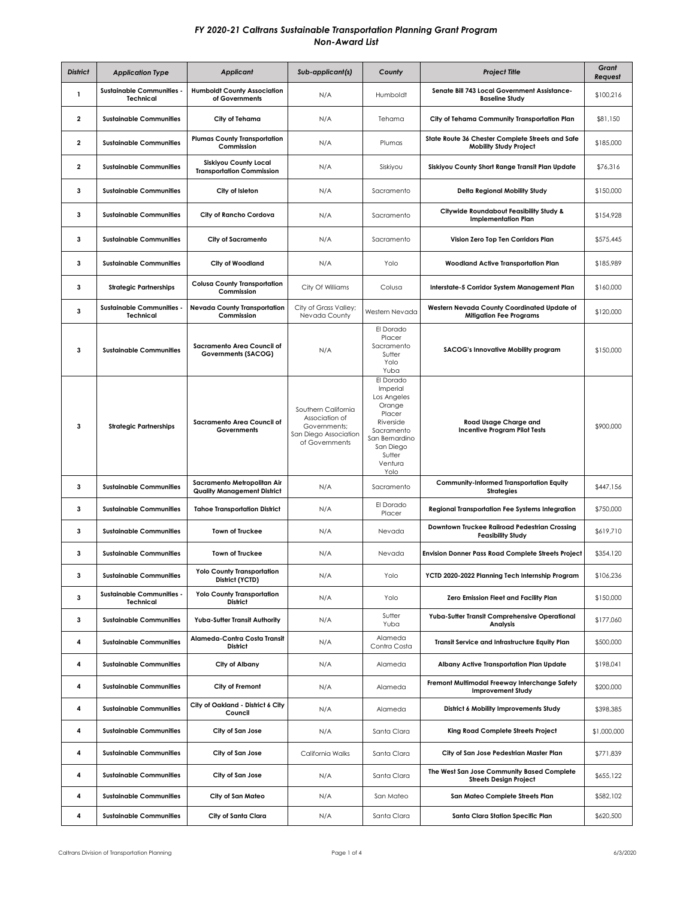# *FY 2020-21 Caltrans Sustainable Transportation Planning Grant Program*
## *Non-Award List*

| *District* | *Application Type* | *Applicant* | *Sub-applicant(s)* | *County* | *Project Title* | *Grant Request* |
|---|---|---|---|---|---|---|
| 1 | Sustainable Communities - Technical | Humboldt County Association of Governments | N/A | Humboldt | Senate Bill 743 Local Government Assistance-Baseline Study | $100,216 |
| 2 | Sustainable Communities | City of Tehama | N/A | Tehama | City of Tehama Community Transportation Plan | $81,150 |
| 2 | Sustainable Communities | Plumas County Transportation Commission | N/A | Plumas | State Route 36 Chester Complete Streets and Safe Mobility Study Project | $185,000 |
| 2 | Sustainable Communities | Siskiyou County Local Transportation Commission | N/A | Siskiyou | Siskiyou County Short Range Transit Plan Update | $76,316 |
| 3 | Sustainable Communities | City of Isleton | N/A | Sacramento | Delta Regional Mobility Study | $150,000 |
| 3 | Sustainable Communities | City of Rancho Cordova | N/A | Sacramento | Citywide Roundabout Feasibility Study & Implementation Plan | $154,928 |
| 3 | Sustainable Communities | City of Sacramento | N/A | Sacramento | Vision Zero Top Ten Corridors Plan | $575,445 |
| 3 | Sustainable Communities | City of Woodland | N/A | Yolo | Woodland Active Transportation Plan | $185,989 |
| 3 | Strategic Partnerships | Colusa County Transportation Commission | City Of Williams | Colusa | Interstate-5 Corridor System Management Plan | $160,000 |
| 3 | Sustainable Communities - Technical | Nevada County Transportation Commission | City of Grass Valley; Nevada County | Western Nevada | Western Nevada County Coordinated Update of Mitigation Fee Programs | $120,000 |
| 3 | Sustainable Communities | Sacramento Area Council of Governments (SACOG) | N/A | El Dorado Placer Sacramento Sutter Yolo Yuba | SACOG's Innovative Mobility program | $150,000 |
| 3 | Strategic Partnerships | Sacramento Area Council of Governments | Southern California Association of Governments; San Diego Association of Governments | El Dorado Imperial Los Angeles Orange Placer Riverside Sacramento San Bernardino San Diego Sutter Ventura Yolo | Road Usage Charge and Incentive Program Pilot Tests | $900,000 |
| 3 | Sustainable Communities | Sacramento Metropolitan Air Quality Management District | N/A | Sacramento | Community-Informed Transportation Equity Strategies | $447,156 |
| 3 | Sustainable Communities | Tahoe Transportation District | N/A | El Dorado Placer | Regional Transportation Fee Systems Integration | $750,000 |
| 3 | Sustainable Communities | Town of Truckee | N/A | Nevada | Downtown Truckee Railroad Pedestrian Crossing Feasibility Study | $619,710 |
| 3 | Sustainable Communities | Town of Truckee | N/A | Nevada | Envision Donner Pass Road Complete Streets Project | $354,120 |
| 3 | Sustainable Communities | Yolo County Transportation District (YCTD) | N/A | Yolo | YCTD 2020-2022 Planning Tech Internship Program | $106,236 |
| 3 | Sustainable Communities - Technical | Yolo County Transportation District | N/A | Yolo | Zero Emission Fleet and Facility Plan | $150,000 |
| 3 | Sustainable Communities | Yuba-Sutter Transit Authority | N/A | Sutter Yuba | Yuba-Sutter Transit Comprehensive Operational Analysis | $177,060 |
| 4 | Sustainable Communities | Alameda-Contra Costa Transit District | N/A | Alameda Contra Costa | Transit Service and Infrastructure Equity Plan | $500,000 |
| 4 | Sustainable Communities | City of Albany | N/A | Alameda | Albany Active Transportation Plan Update | $198,041 |
| 4 | Sustainable Communities | City of Fremont | N/A | Alameda | Fremont Multimodal Freeway Interchange Safety Improvement Study | $200,000 |
| 4 | Sustainable Communities | City of Oakland - District 6 City Council | N/A | Alameda | District 6 Mobility Improvements Study | $398,385 |
| 4 | Sustainable Communities | City of San Jose | N/A | Santa Clara | King Road Complete Streets Project | $1,000,000 |
| 4 | Sustainable Communities | City of San Jose | California Walks | Santa Clara | City of San Jose Pedestrian Master Plan | $771,839 |
| 4 | Sustainable Communities | City of San Jose | N/A | Santa Clara | The West San Jose Community Based Complete Streets Design Project | $655,122 |
| 4 | Sustainable Communities | City of San Mateo | N/A | San Mateo | San Mateo Complete Streets Plan | $582,102 |
| 4 | Sustainable Communities | City of Santa Clara | N/A | Santa Clara | Santa Clara Station Specific Plan | $620,500 |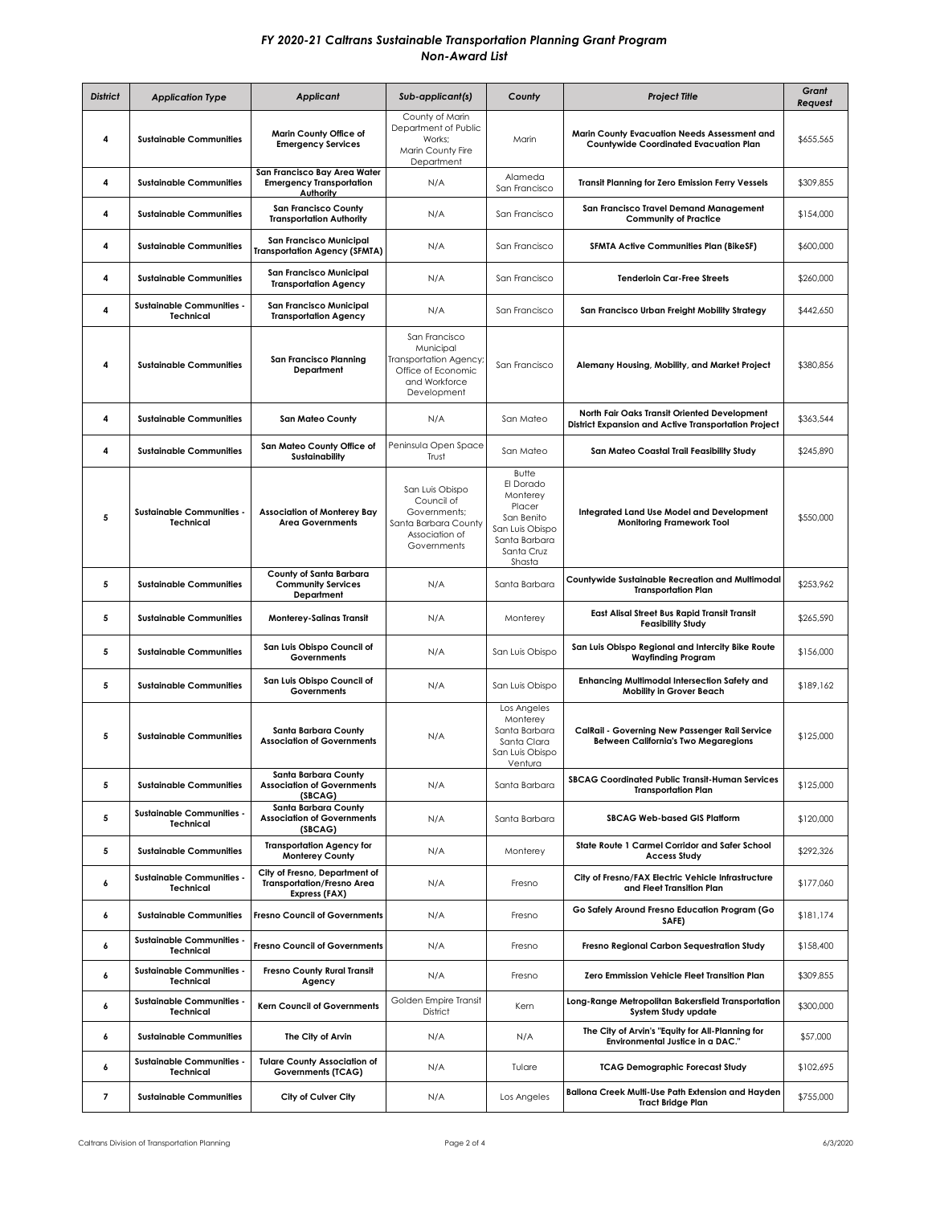## *FY 2020-21 Caltrans Sustainable Transportation Planning Grant Program*
## *Non-Award List*

| *District* | *Application Type* | *Applicant* | *Sub-applicant(s)* | *County* | *Project Title* | *Grant Request* |
|---|---|---|---|---|---|---|
| 4 | Sustainable Communities | Marin County Office of Emergency Services | County of Marin Department of Public Works; Marin County Fire Department | Marin | Marin County Evacuation Needs Assessment and Countywide Coordinated Evacuation Plan | $655,565 |
| 4 | Sustainable Communities | San Francisco Bay Area Water Emergency Transportation Authority | N/A | Alameda San Francisco | Transit Planning for Zero Emission Ferry Vessels | $309,855 |
| 4 | Sustainable Communities | San Francisco County Transportation Authority | N/A | San Francisco | San Francisco Travel Demand Management Community of Practice | $154,000 |
| 4 | Sustainable Communities | San Francisco Municipal Transportation Agency (SFMTA) | N/A | San Francisco | SFMTA Active Communities Plan (BikeSF) | $600,000 |
| 4 | Sustainable Communities | San Francisco Municipal Transportation Agency | N/A | San Francisco | Tenderloin Car-Free Streets | $260,000 |
| 4 | Sustainable Communities - Technical | San Francisco Municipal Transportation Agency | N/A | San Francisco | San Francisco Urban Freight Mobility Strategy | $442,650 |
| 4 | Sustainable Communities | San Francisco Planning Department | San Francisco Municipal Transportation Agency; Office of Economic and Workforce Development | San Francisco | Alemany Housing, Mobility, and Market Project | $380,856 |
| 4 | Sustainable Communities | San Mateo County | N/A | San Mateo | North Fair Oaks Transit Oriented Development District Expansion and Active Transportation Project | $363,544 |
| 4 | Sustainable Communities | San Mateo County Office of Sustainability | Peninsula Open Space Trust | San Mateo | San Mateo Coastal Trail Feasibility Study | $245,890 |
| 5 | Sustainable Communities - Technical | Association of Monterey Bay Area Governments | San Luis Obispo Council of Governments; Santa Barbara County Association of Governments | Butte El Dorado Monterey Placer San Benito San Luis Obispo Santa Barbara Santa Cruz Shasta | Integrated Land Use Model and Development Monitoring Framework Tool | $550,000 |
| 5 | Sustainable Communities | County of Santa Barbara Community Services Department | N/A | Santa Barbara | Countywide Sustainable Recreation and Multimodal Transportation Plan | $253,962 |
| 5 | Sustainable Communities | Monterey-Salinas Transit | N/A | Monterey | East Alisal Street Bus Rapid Transit Transit Feasibility Study | $265,590 |
| 5 | Sustainable Communities | San Luis Obispo Council of Governments | N/A | San Luis Obispo | San Luis Obispo Regional and Intercity Bike Route Wayfinding Program | $156,000 |
| 5 | Sustainable Communities | San Luis Obispo Council of Governments | N/A | San Luis Obispo | Enhancing Multimodal Intersection Safety and Mobility in Grover Beach | $189,162 |
| 5 | Sustainable Communities | Santa Barbara County Association of Governments | N/A | Los Angeles Monterey Santa Barbara Santa Clara San Luis Obispo Ventura | CalRail - Governing New Passenger Rail Service Between California's Two Megaregions | $125,000 |
| 5 | Sustainable Communities | Santa Barbara County Association of Governments (SBCAG) | N/A | Santa Barbara | SBCAG Coordinated Public Transit-Human Services Transportation Plan | $125,000 |
| 5 | Sustainable Communities - Technical | Santa Barbara County Association of Governments (SBCAG) | N/A | Santa Barbara | SBCAG Web-based GIS Platform | $120,000 |
| 5 | Sustainable Communities | Transportation Agency for Monterey County | N/A | Monterey | State Route 1 Carmel Corridor and Safer School Access Study | $292,326 |
| 6 | Sustainable Communities - Technical | City of Fresno, Department of Transportation/Fresno Area Express (FAX) | N/A | Fresno | City of Fresno/FAX Electric Vehicle Infrastructure and Fleet Transition Plan | $177,060 |
| 6 | Sustainable Communities | Fresno Council of Governments | N/A | Fresno | Go Safely Around Fresno Education Program (Go SAFE) | $181,174 |
| 6 | Sustainable Communities - Technical | Fresno Council of Governments | N/A | Fresno | Fresno Regional Carbon Sequestration Study | $158,400 |
| 6 | Sustainable Communities - Technical | Fresno County Rural Transit Agency | N/A | Fresno | Zero Emmission Vehicle Fleet Transition Plan | $309,855 |
| 6 | Sustainable Communities - Technical | Kern Council of Governments | Golden Empire Transit District | Kern | Long-Range Metropolitan Bakersfield Transportation System Study update | $300,000 |
| 6 | Sustainable Communities | The City of Arvin | N/A | N/A | The City of Arvin's "Equity for All-Planning for Environmental Justice in a DAC." | $57,000 |
| 6 | Sustainable Communities - Technical | Tulare County Association of Governments (TCAG) | N/A | Tulare | TCAG Demographic Forecast Study | $102,695 |
| 7 | Sustainable Communities | City of Culver City | N/A | Los Angeles | Ballona Creek Multi-Use Path Extension and Hayden Tract Bridge Plan | $755,000 |

Caltrans Division of Transportation Planning 6/3/2020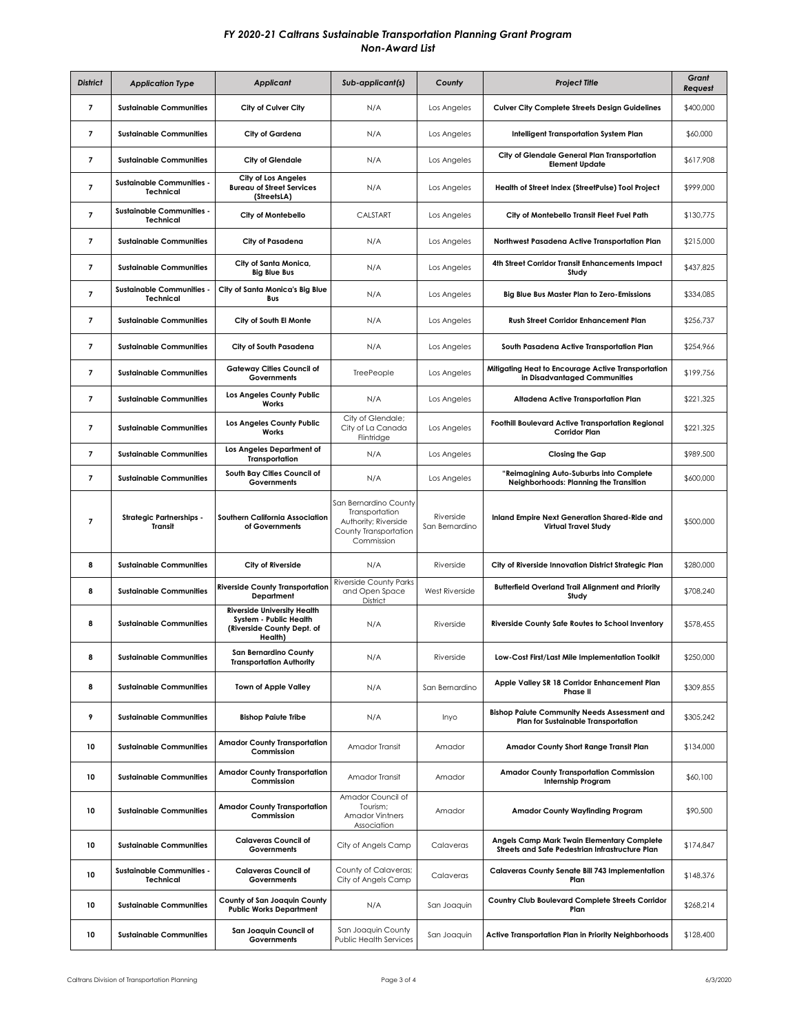# *FY 2020-21 Caltrans Sustainable Transportation Planning Grant Program*
# *Non-Award List*

| *District* | *Application Type* | *Applicant* | *Sub-applicant(s)* | *County* | *Project Title* | *Grant Request* |
|---|---|---|---|---|---|---|
| 7 | Sustainable Communities | City of Culver City | N/A | Los Angeles | Culver City Complete Streets Design Guidelines | $400,000 |
| 7 | Sustainable Communities | City of Gardena | N/A | Los Angeles | Intelligent Transportation System Plan | $60,000 |
| 7 | Sustainable Communities | City of Glendale | N/A | Los Angeles | City of Glendale General Plan Transportation Element Update | $617,908 |
| 7 | Sustainable Communities - Technical | City of Los Angeles Bureau of Street Services (StreetsLA) | N/A | Los Angeles | Health of Street Index (StreetPulse) Tool Project | $999,000 |
| 7 | Sustainable Communities - Technical | City of Montebello | CALSTART | Los Angeles | City of Montebello Transit Fleet Fuel Path | $130,775 |
| 7 | Sustainable Communities | City of Pasadena | N/A | Los Angeles | Northwest Pasadena Active Transportation Plan | $215,000 |
| 7 | Sustainable Communities | City of Santa Monica, Big Blue Bus | N/A | Los Angeles | 4th Street Corridor Transit Enhancements Impact Study | $437,825 |
| 7 | Sustainable Communities - Technical | City of Santa Monica's Big Blue Bus | N/A | Los Angeles | Big Blue Bus Master Plan to Zero-Emissions | $334,085 |
| 7 | Sustainable Communities | City of South El Monte | N/A | Los Angeles | Rush Street Corridor Enhancement Plan | $256,737 |
| 7 | Sustainable Communities | City of South Pasadena | N/A | Los Angeles | South Pasadena Active Transportation Plan | $254,966 |
| 7 | Sustainable Communities | Gateway Cities Council of Governments | TreePeople | Los Angeles | Mitigating Heat to Encourage Active Transportation in Disadvantaged Communities | $199,756 |
| 7 | Sustainable Communities | Los Angeles County Public Works | N/A | Los Angeles | Altadena Active Transportation Plan | $221,325 |
| 7 | Sustainable Communities | Los Angeles County Public Works | City of Glendale; City of La Canada Flintridge | Los Angeles | Foothill Boulevard Active Transportation Regional Corridor Plan | $221,325 |
| 7 | Sustainable Communities | Los Angeles Department of Transportation | N/A | Los Angeles | Closing the Gap | $989,500 |
| 7 | Sustainable Communities | South Bay Cities Council of Governments | N/A | Los Angeles | "Reimagining Auto-Suburbs into Complete Neighborhoods: Planning the Transition | $600,000 |
| 7 | Strategic Partnerships - Transit | Southern California Association of Governments | San Bernardino County Transportation Authority; Riverside County Transportation Commission | Riverside San Bernardino | Inland Empire Next Generation Shared-Ride and Virtual Travel Study | $500,000 |
| 8 | Sustainable Communities | City of Riverside | N/A | Riverside | City of Riverside Innovation District Strategic Plan | $280,000 |
| 8 | Sustainable Communities | Riverside County Transportation Department | Riverside County Parks and Open Space District | West Riverside | Butterfield Overland Trail Alignment and Priority Study | $708,240 |
| 8 | Sustainable Communities | Riverside University Health System - Public Health (Riverside County Dept. of Health) | N/A | Riverside | Riverside County Safe Routes to School Inventory | $578,455 |
| 8 | Sustainable Communities | San Bernardino County Transportation Authority | N/A | Riverside | Low-Cost First/Last Mile Implementation Toolkit | $250,000 |
| 8 | Sustainable Communities | Town of Apple Valley | N/A | San Bernardino | Apple Valley SR 18 Corridor Enhancement Plan Phase II | $309,855 |
| 9 | Sustainable Communities | Bishop Paiute Tribe | N/A | Inyo | Bishop Paiute Community Needs Assessment and Plan for Sustainable Transportation | $305,242 |
| 10 | Sustainable Communities | Amador County Transportation Commission | Amador Transit | Amador | Amador County Short Range Transit Plan | $134,000 |
| 10 | Sustainable Communities | Amador County Transportation Commission | Amador Transit | Amador | Amador County Transportation Commission Internship Program | $60,100 |
| 10 | Sustainable Communities | Amador County Transportation Commission | Amador Council of Tourism; Amador Vintners Association | Amador | Amador County Wayfinding Program | $90,500 |
| 10 | Sustainable Communities | Calaveras Council of Governments | City of Angels Camp | Calaveras | Angels Camp Mark Twain Elementary Complete Streets and Safe Pedestrian Infrastructure Plan | $174,847 |
| 10 | Sustainable Communities - Technical | Calaveras Council of Governments | County of Calaveras; City of Angels Camp | Calaveras | Calaveras County Senate Bill 743 Implementation Plan | $148,376 |
| 10 | Sustainable Communities | County of San Joaquin County Public Works Department | N/A | San Joaquin | Country Club Boulevard Complete Streets Corridor Plan | $268,214 |
| 10 | Sustainable Communities | San Joaquin Council of Governments | San Joaquin County Public Health Services | San Joaquin | Active Transportation Plan in Priority Neighborhoods | $128,400 |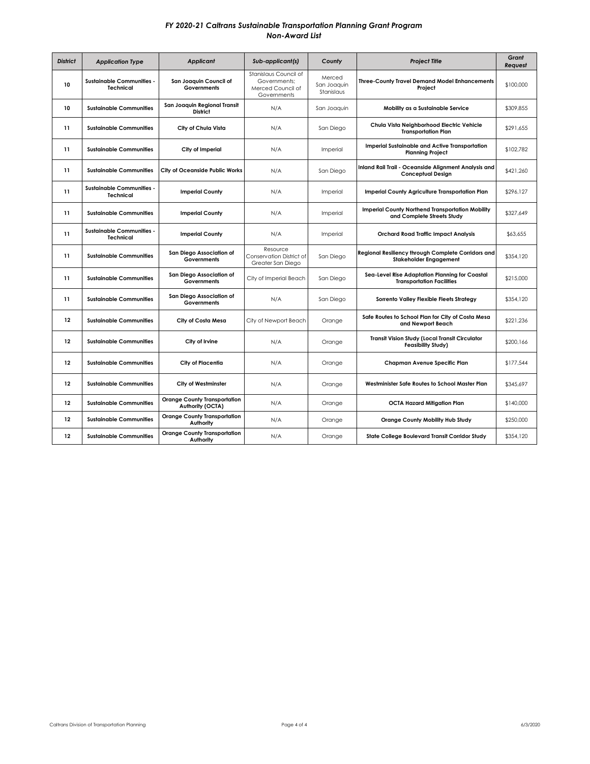# *FY 2020-21 Caltrans Sustainable Transportation Planning Grant Program*
## *Non-Award List*

| *District* | *Application Type* | *Applicant* | *Sub-applicant(s)* | *County* | *Project Title* | *Grant Request* |
|---|---|---|---|---|---|---|
| 10 | Sustainable Communities - Technical | San Joaquin Council of Governments | Stanislaus Council of Governments; Merced Council of Governments | Merced San Joaquin Stanislaus | Three-County Travel Demand Model Enhancements Project | $100,000 |
| 10 | Sustainable Communities | San Joaquin Regional Transit District | N/A | San Joaquin | Mobility as a Sustainable Service | $309,855 |
| 11 | Sustainable Communities | City of Chula Vista | N/A | San Diego | Chula Vista Neighborhood Electric Vehicle Transportation Plan | $291,655 |
| 11 | Sustainable Communities | City of Imperial | N/A | Imperial | Imperial Sustainable and Active Transportation Planning Project | $102,782 |
| 11 | Sustainable Communities | City of Oceanside Public Works | N/A | San Diego | Inland Rail Trail - Oceanside Alignment Analysis and Conceptual Design | $421,260 |
| 11 | Sustainable Communities - Technical | Imperial County | N/A | Imperial | Imperial County Agriculture Transportation Plan | $296,127 |
| 11 | Sustainable Communities | Imperial County | N/A | Imperial | Imperial County Northend Transportation Mobility and Complete Streets Study | $327,649 |
| 11 | Sustainable Communities - Technical | Imperial County | N/A | Imperial | Orchard Road Traffic Impact Analysis | $63,655 |
| 11 | Sustainable Communities | San Diego Association of Governments | Resource Conservation District of Greater San Diego | San Diego | Regional Resiliency through Complete Corridors and Stakeholder Engagement | $354,120 |
| 11 | Sustainable Communities | San Diego Association of Governments | City of Imperial Beach | San Diego | Sea-Level Rise Adaptation Planning for Coastal Transportation Facilities | $215,000 |
| 11 | Sustainable Communities | San Diego Association of Governments | N/A | San Diego | Sorrento Valley Flexible Fleets Strategy | $354,120 |
| 12 | Sustainable Communities | City of Costa Mesa | City of Newport Beach | Orange | Safe Routes to School Plan for City of Costa Mesa and Newport Beach | $221,236 |
| 12 | Sustainable Communities | City of Irvine | N/A | Orange | Transit Vision Study (Local Transit Circulator Feasibility Study) | $200,166 |
| 12 | Sustainable Communities | City of Placentia | N/A | Orange | Chapman Avenue Specific Plan | $177,544 |
| 12 | Sustainable Communities | City of Westminster | N/A | Orange | Westminister Safe Routes to School Master Plan | $345,697 |
| 12 | Sustainable Communities | Orange County Transportation Authority (OCTA) | N/A | Orange | OCTA Hazard Mitigation Plan | $140,000 |
| 12 | Sustainable Communities | Orange County Transportation Authority | N/A | Orange | Orange County Mobility Hub Study | $250,000 |
| 12 | Sustainable Communities | Orange County Transportation Authority | N/A | Orange | State College Boulevard Transit Corridor Study | $354,120 |

Caltrans Division of Transportation Planning 6/3/2020